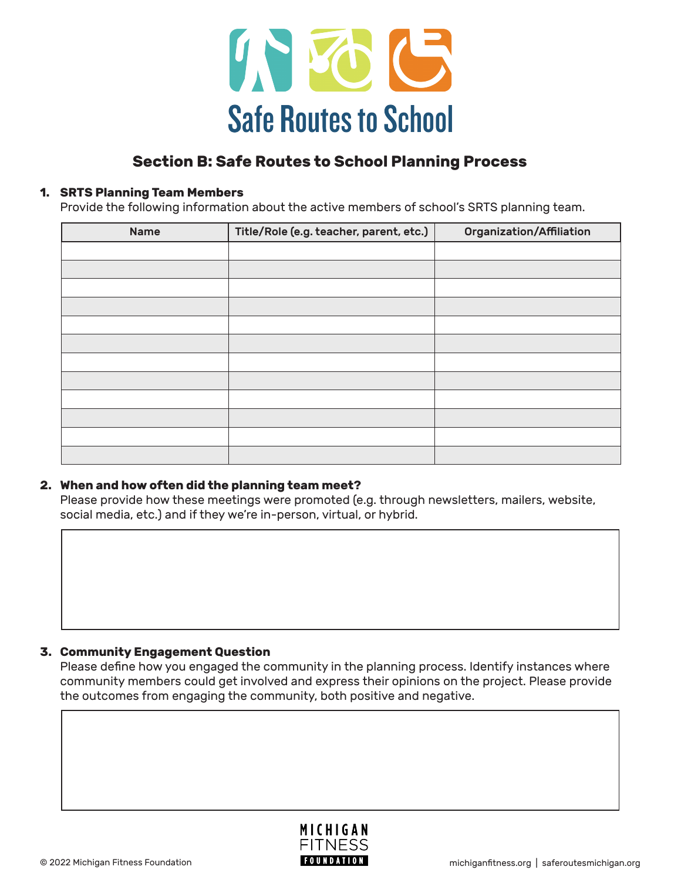# Safe Routes to School

## Section B: Safe Routes to School Planning Process

1. **SRTS Planning Team Members**
   Provide the following information about the active members of school's SRTS planning team.

| Name | Title/Role (e.g. teacher, parent, etc.) | Organization/Affiliation |
|---|---|---|
| | | |
| | | |
| | | |
| | | |
| | | |
| | | |
| | | |
| | | |
| | | |
| | | |
| | | |
| | | |

2. **When and how often did the planning team meet?**
   Please provide how these meetings were promoted (e.g. through newsletters, mailers, website, social media, etc.) and if they we're in-person, virtual, or hybrid.

3. **Community Engagement Question**
   Please define how you engaged the community in the planning process. Identify instances where community members could get involved and express their opinions on the project. Please provide the outcomes from engaging the community, both positive and negative.

© 2022 Michigan Fitness Foundation

MICHIGAN FITNESS FOUNDATION

michiganfitness.org | saferoutesmichigan.org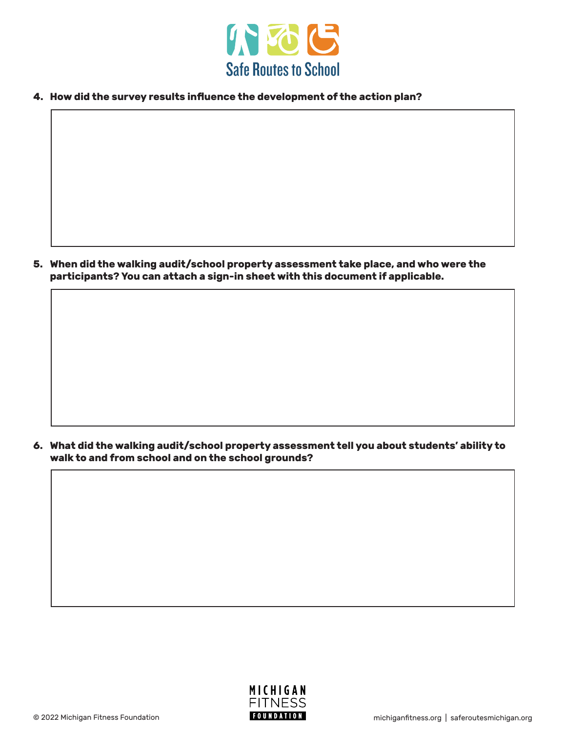4. **How did the survey results influence the development of the action plan?**

5. **When did the walking audit/school property assessment take place, and who were the participants? You can attach a sign-in sheet with this document if applicable.**

6. **What did the walking audit/school property assessment tell you about students' ability to walk to and from school and on the school grounds?**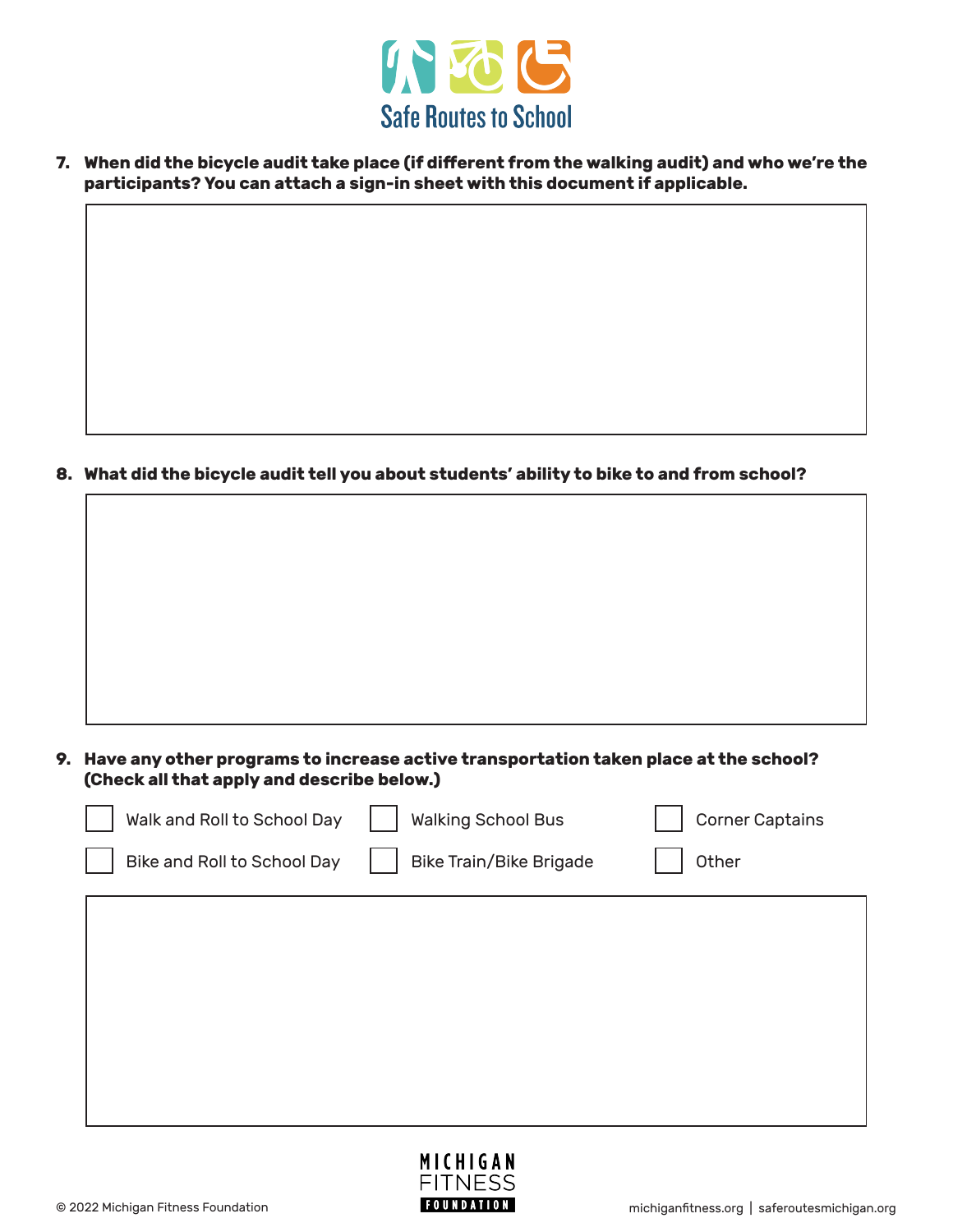**7. When did the bicycle audit take place (if different from the walking audit) and who we're the participants? You can attach a sign-in sheet with this document if applicable.**

**8. What did the bicycle audit tell you about students' ability to bike to and from school?**

**9. Have any other programs to increase active transportation taken place at the school? (Check all that apply and describe below.)**

- ☐ Walk and Roll to School Day
- ☐ Walking School Bus
- ☐ Corner Captains
- ☐ Bike and Roll to School Day
- ☐ Bike Train/Bike Brigade
- ☐ Other